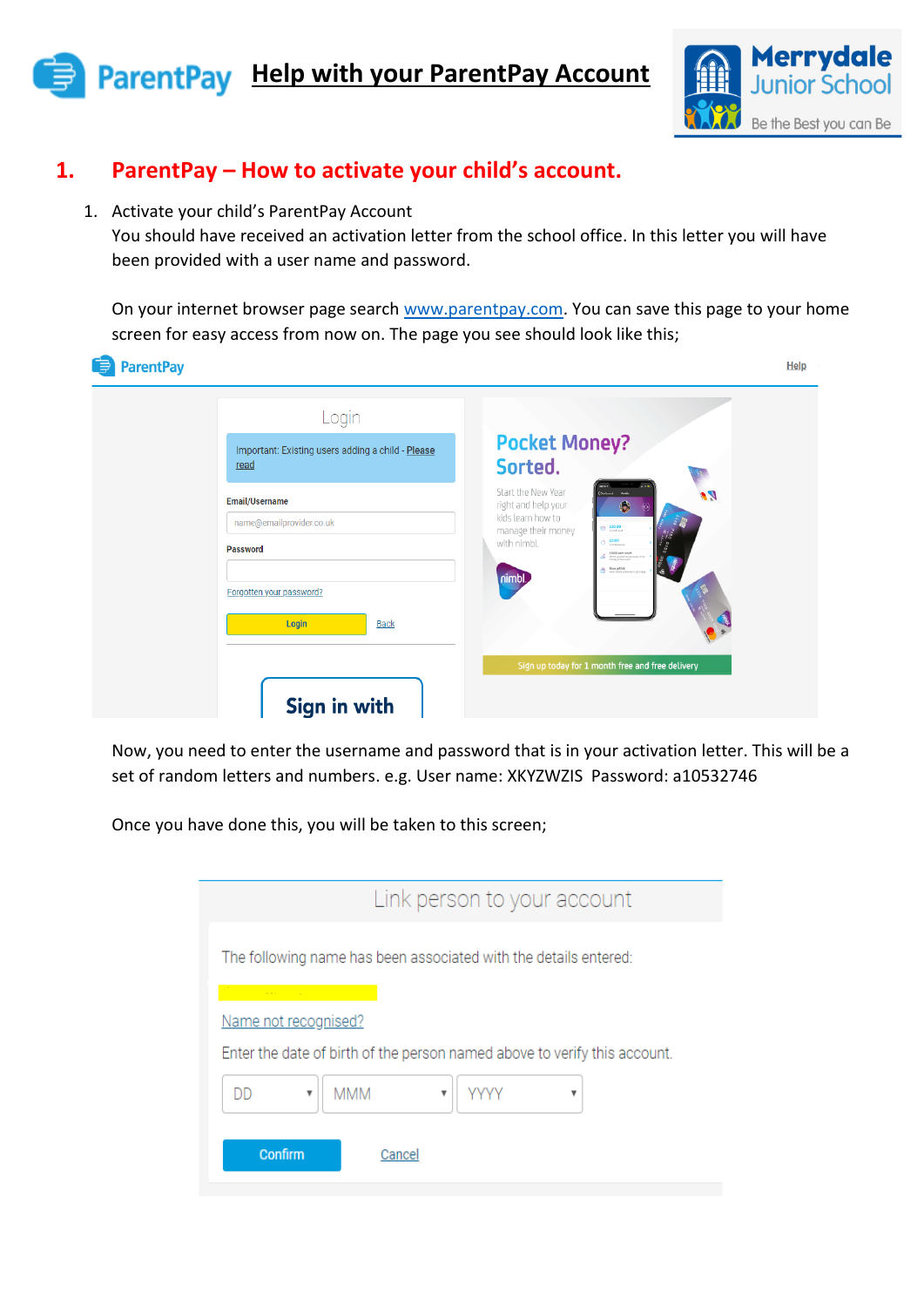# Help with your ParentPay Account

## 1. ParentPay – How to activate your child's account.

1. Activate your child's ParentPay Account
   You should have received an activation letter from the school office. In this letter you will have been provided with a user name and password.

   On your internet browser page search www.parentpay.com. You can save this page to your home screen for easy access from now on. The page you see should look like this;

   Now, you need to enter the username and password that is in your activation letter. This will be a set of random letters and numbers. e.g. User name: XKYZWZIS Password: a10532746

   Once you have done this, you will be taken to this screen;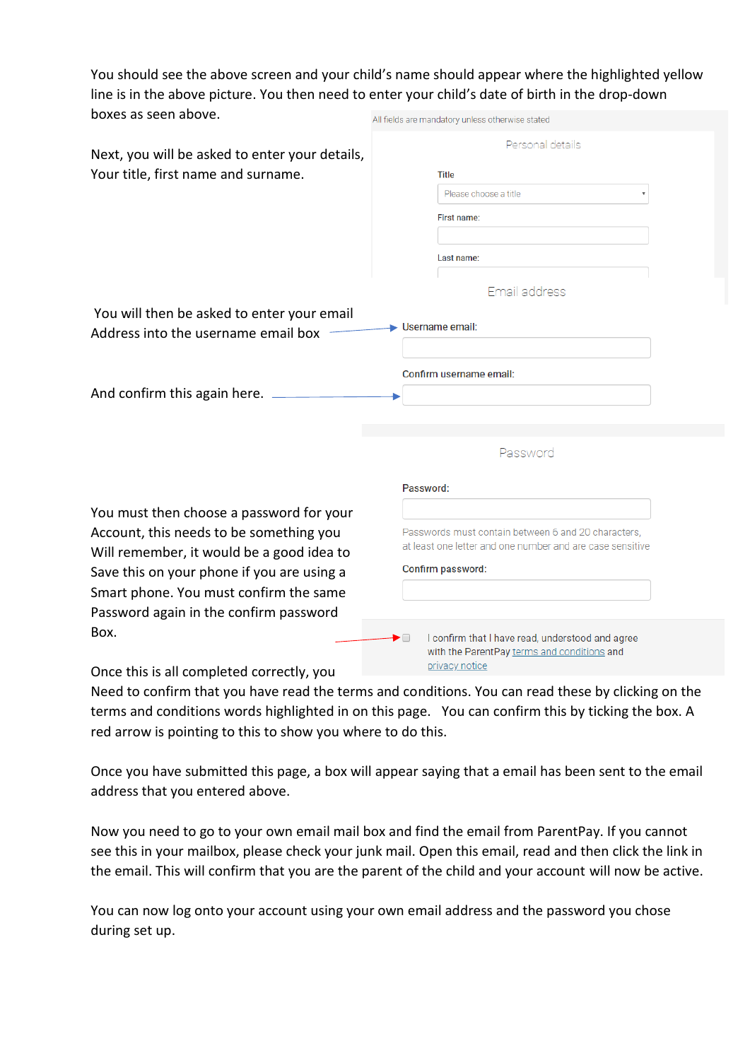You should see the above screen and your child's name should appear where the highlighted yellow line is in the above picture. You then need to enter your child's date of birth in the drop-down boxes as seen above.

All fields are mandatory unless otherwise stated

Personal details

Title

Please choose a title

First name:

Last name:

Next, you will be asked to enter your details, Your title, first name and surname.

Email address

You will then be asked to enter your email Address into the username email box

Username email:

Confirm username email:

And confirm this again here.

Password

Password:

Passwords must contain between 6 and 20 characters, at least one letter and one number and are case sensitive

Confirm password:

You must then choose a password for your Account, this needs to be something you Will remember, it would be a good idea to Save this on your phone if you are using a Smart phone. You must confirm the same Password again in the confirm password Box.

I confirm that I have read, understood and agree with the ParentPay terms and conditions and privacy notice

Once this is all completed correctly, you Need to confirm that you have read the terms and conditions. You can read these by clicking on the terms and conditions words highlighted in on this page. You can confirm this by ticking the box. A red arrow is pointing to this to show you where to do this.

Once you have submitted this page, a box will appear saying that a email has been sent to the email address that you entered above.

Now you need to go to your own email mail box and find the email from ParentPay. If you cannot see this in your mailbox, please check your junk mail. Open this email, read and then click the link in the email. This will confirm that you are the parent of the child and your account will now be active.

You can now log onto your account using your own email address and the password you chose during set up.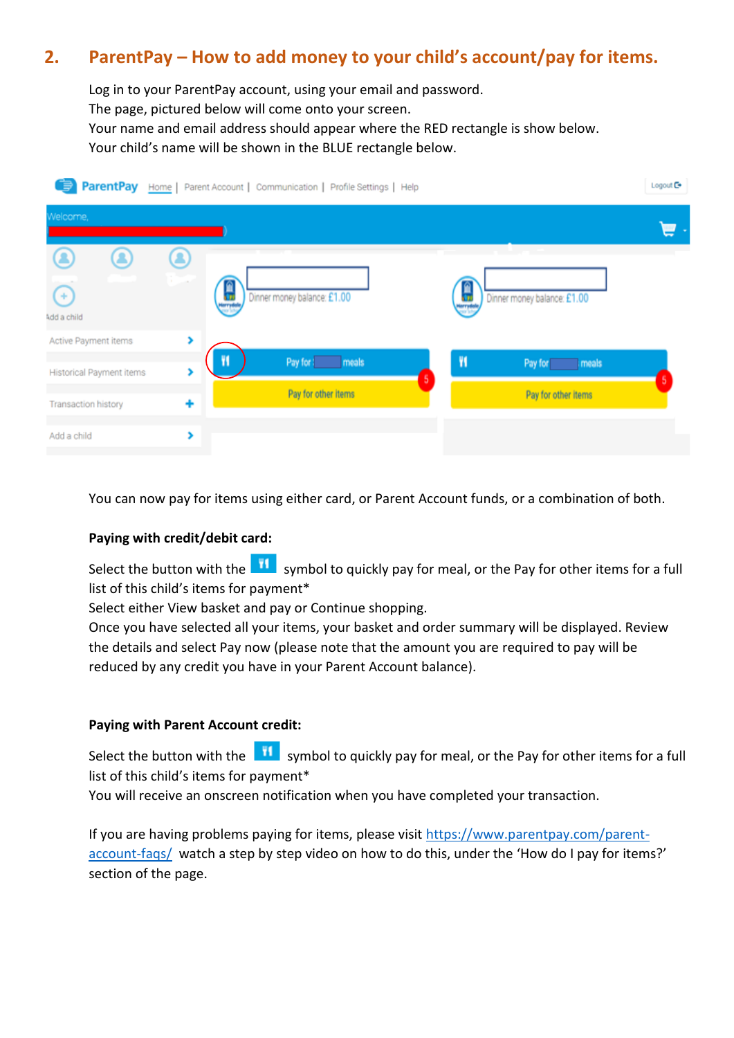## 2. ParentPay – How to add money to your child's account/pay for items.

Log in to your ParentPay account, using your email and password.
The page, pictured below will come onto your screen.
Your name and email address should appear where the RED rectangle is show below.
Your child's name will be shown in the BLUE rectangle below.

You can now pay for items using either card, or Parent Account funds, or a combination of both.

**Paying with credit/debit card:**

Select the button with the symbol to quickly pay for meal, or the Pay for other items for a full list of this child's items for payment*
Select either View basket and pay or Continue shopping.
Once you have selected all your items, your basket and order summary will be displayed. Review the details and select Pay now (please note that the amount you are required to pay will be reduced by any credit you have in your Parent Account balance).

**Paying with Parent Account credit:**

Select the button with the symbol to quickly pay for meal, or the Pay for other items for a full list of this child's items for payment*
You will receive an onscreen notification when you have completed your transaction.

If you are having problems paying for items, please visit [https://www.parentpay.com/parent-account-faqs/](https://www.parentpay.com/parent-account-faqs/) watch a step by step video on how to do this, under the 'How do I pay for items?' section of the page.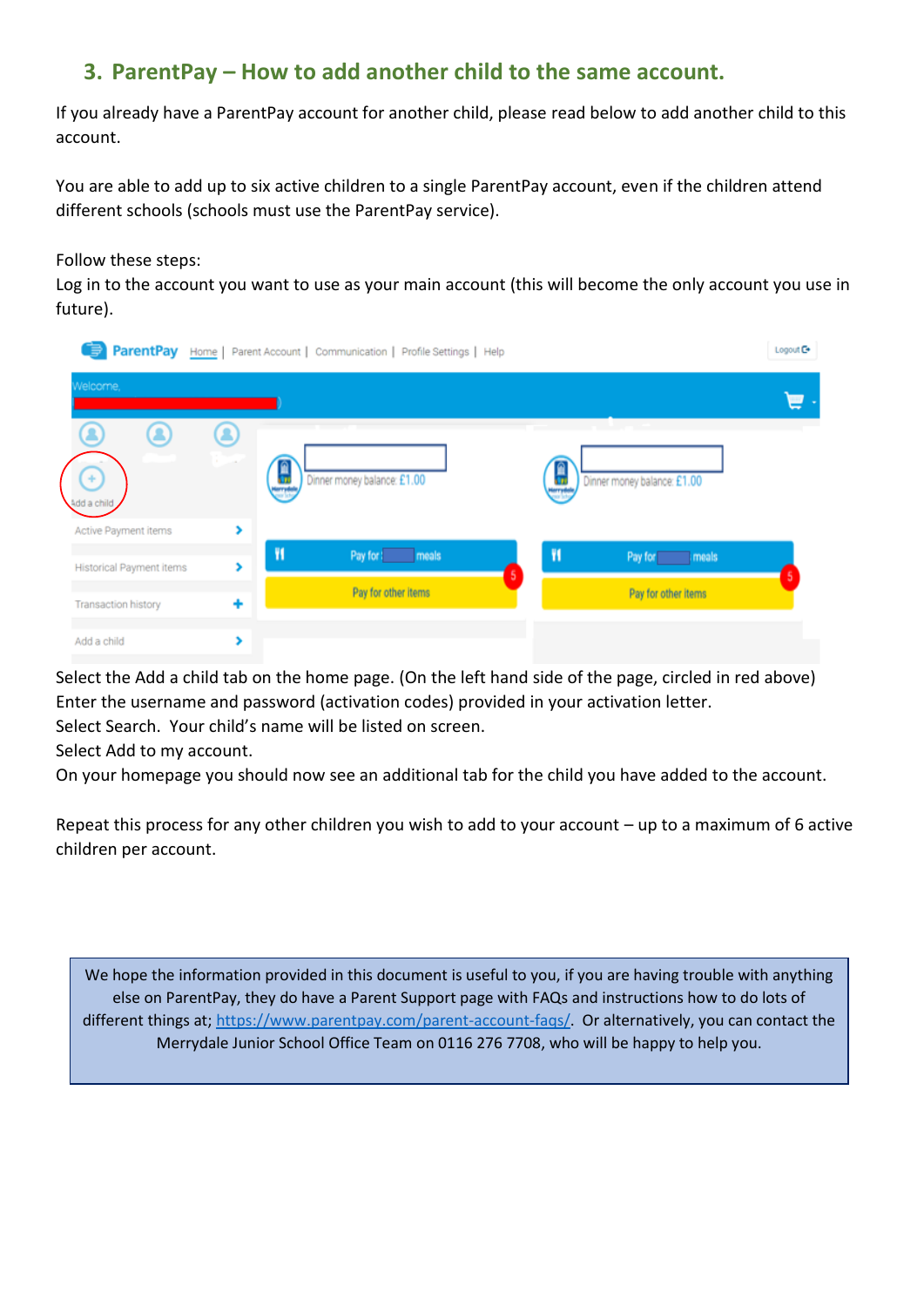## 3. ParentPay – How to add another child to the same account.

If you already have a ParentPay account for another child, please read below to add another child to this account.

You are able to add up to six active children to a single ParentPay account, even if the children attend different schools (schools must use the ParentPay service).

Follow these steps:
Log in to the account you want to use as your main account (this will become the only account you use in future).

Select the Add a child tab on the home page. (On the left hand side of the page, circled in red above)
Enter the username and password (activation codes) provided in your activation letter.
Select Search. Your child's name will be listed on screen.
Select Add to my account.
On your homepage you should now see an additional tab for the child you have added to the account.

Repeat this process for any other children you wish to add to your account – up to a maximum of 6 active children per account.

We hope the information provided in this document is useful to you, if you are having trouble with anything else on ParentPay, they do have a Parent Support page with FAQs and instructions how to do lots of different things at; https://www.parentpay.com/parent-account-faqs/. Or alternatively, you can contact the Merrydale Junior School Office Team on 0116 276 7708, who will be happy to help you.